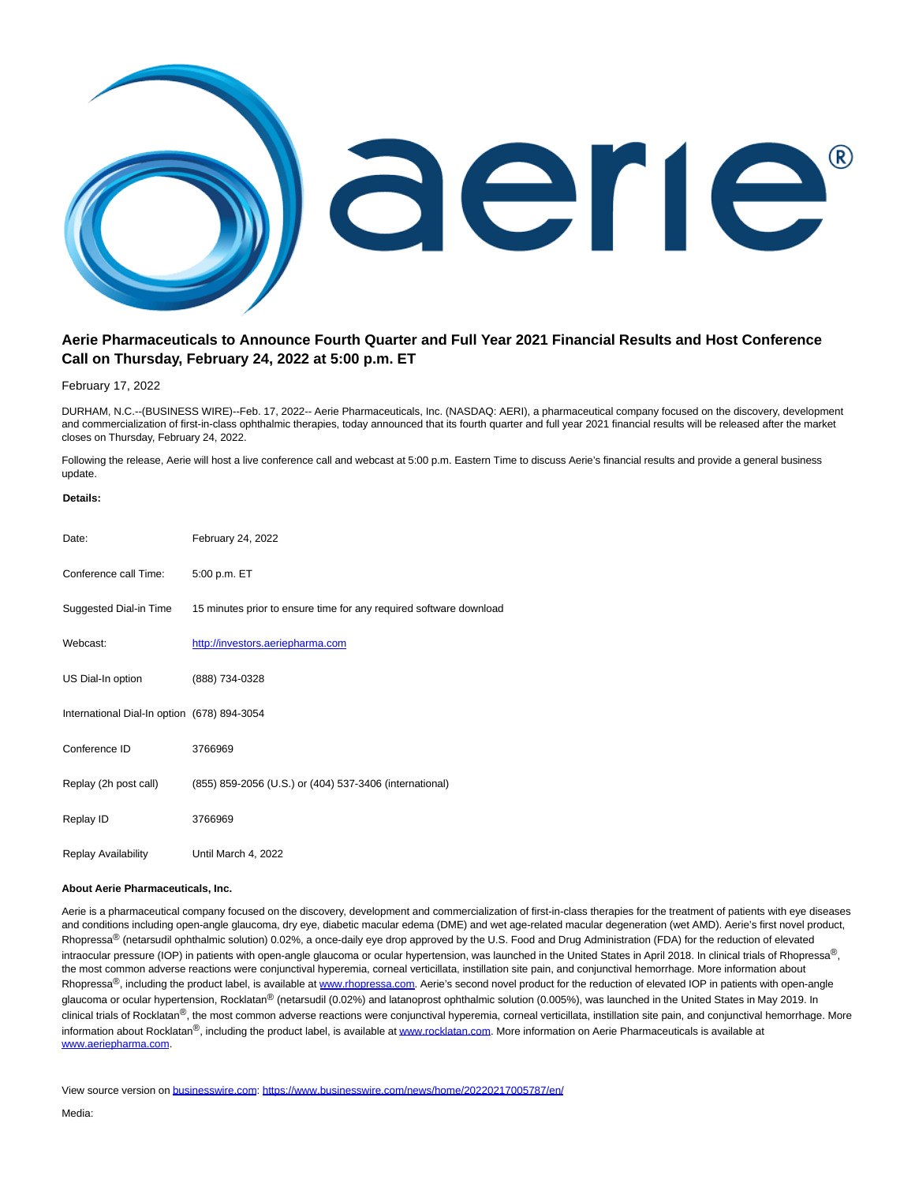# Aerie Pharmaceuticals to Announce Fourth Quarter and Full Year 2021 Financial Results and Host Conference Call on Thursday, February 24, 2022 at 5:00 p.m. ET

February 17, 2022

DURHAM, N.C.--(BUSINESS WIRE)--Feb. 17, 2022-- Aerie Pharmaceuticals, Inc. (NASDAQ: AERI), a pharmaceutical company focused on the discovery, development and commercialization of first-in-class ophthalmic therapies, today announced that its fourth quarter and full year 2021 financial results will be released after the market closes on Thursday, February 24, 2022.

Following the release, Aerie will host a live conference call and webcast at 5:00 p.m. Eastern Time to discuss Aerie's financial results and provide a general business update.

**Details:**

| | |
|---|---|
| Date: | February 24, 2022 |
| Conference call Time: | 5:00 p.m. ET |
| Suggested Dial-in Time | 15 minutes prior to ensure time for any required software download |
| Webcast: | http://investors.aeriepharma.com |
| US Dial-In option | (888) 734-0328 |
| International Dial-In option | (678) 894-3054 |
| Conference ID | 3766969 |
| Replay (2h post call) | (855) 859-2056 (U.S.) or (404) 537-3406 (international) |
| Replay ID | 3766969 |
| Replay Availability | Until March 4, 2022 |

**About Aerie Pharmaceuticals, Inc.**

Aerie is a pharmaceutical company focused on the discovery, development and commercialization of first-in-class therapies for the treatment of patients with eye diseases and conditions including open-angle glaucoma, dry eye, diabetic macular edema (DME) and wet age-related macular degeneration (wet AMD). Aerie's first novel product, Rhopressa® (netarsudil ophthalmic solution) 0.02%, a once-daily eye drop approved by the U.S. Food and Drug Administration (FDA) for the reduction of elevated intraocular pressure (IOP) in patients with open-angle glaucoma or ocular hypertension, was launched in the United States in April 2018. In clinical trials of Rhopressa®, the most common adverse reactions were conjunctival hyperemia, corneal verticillata, instillation site pain, and conjunctival hemorrhage. More information about Rhopressa®, including the product label, is available at www.rhopressa.com. Aerie's second novel product for the reduction of elevated IOP in patients with open-angle glaucoma or ocular hypertension, Rocklatan® (netarsudil (0.02%) and latanoprost ophthalmic solution (0.005%), was launched in the United States in May 2019. In clinical trials of Rocklatan®, the most common adverse reactions were conjunctival hyperemia, corneal verticillata, instillation site pain, and conjunctival hemorrhage. More information about Rocklatan®, including the product label, is available at www.rocklatan.com. More information on Aerie Pharmaceuticals is available at www.aeriepharma.com.

View source version on businesswire.com: https://www.businesswire.com/news/home/20220217005787/en/

Media: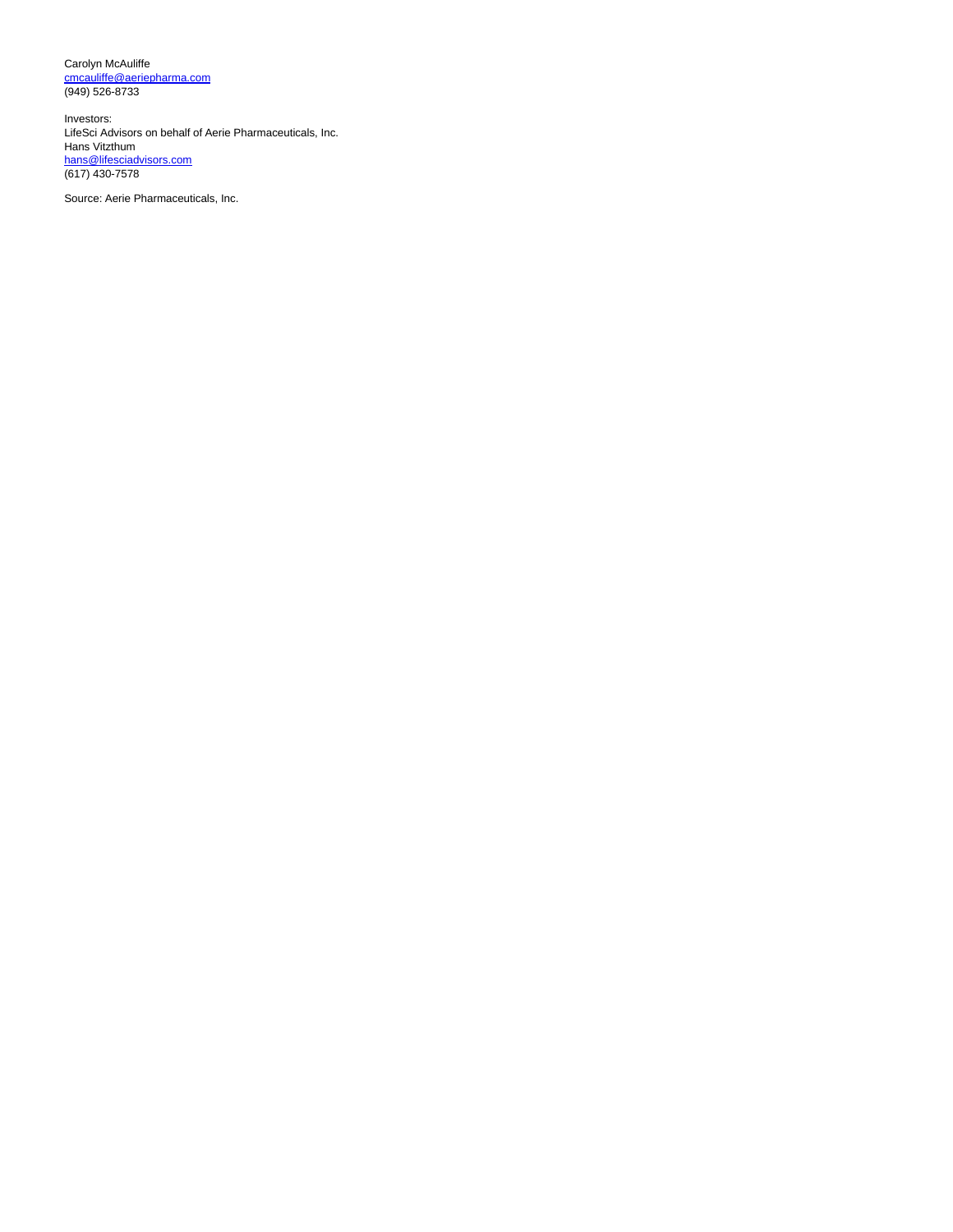Carolyn McAuliffe
cmcauliffe@aeriepharma.com
(949) 526-8733

Investors:
LifeSci Advisors on behalf of Aerie Pharmaceuticals, Inc.
Hans Vitzthum
hans@lifesciadvisors.com
(617) 430-7578

Source: Aerie Pharmaceuticals, Inc.